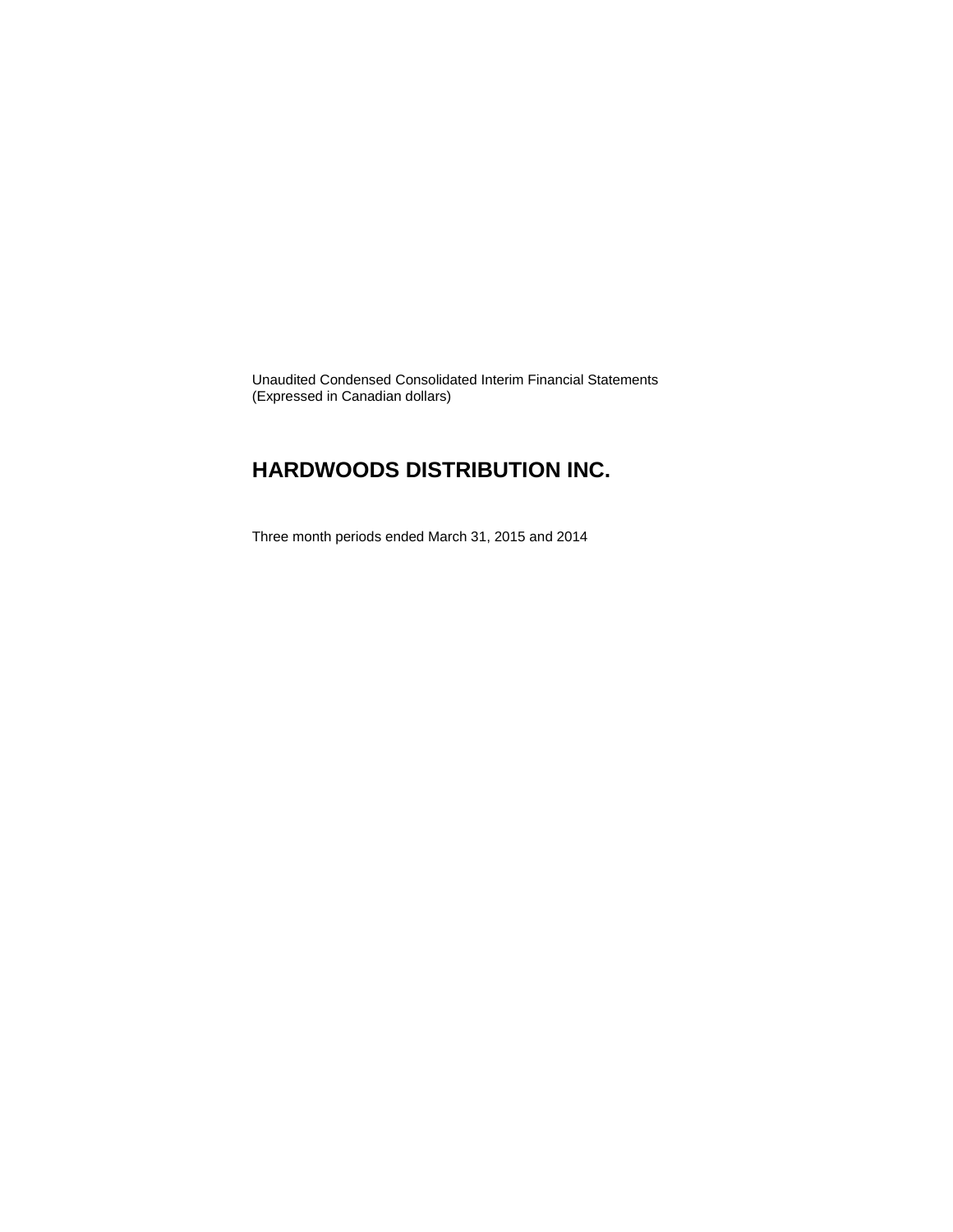Unaudited Condensed Consolidated Interim Financial Statements
(Expressed in Canadian dollars)

# HARDWOODS DISTRIBUTION INC.

Three month periods ended March 31, 2015 and 2014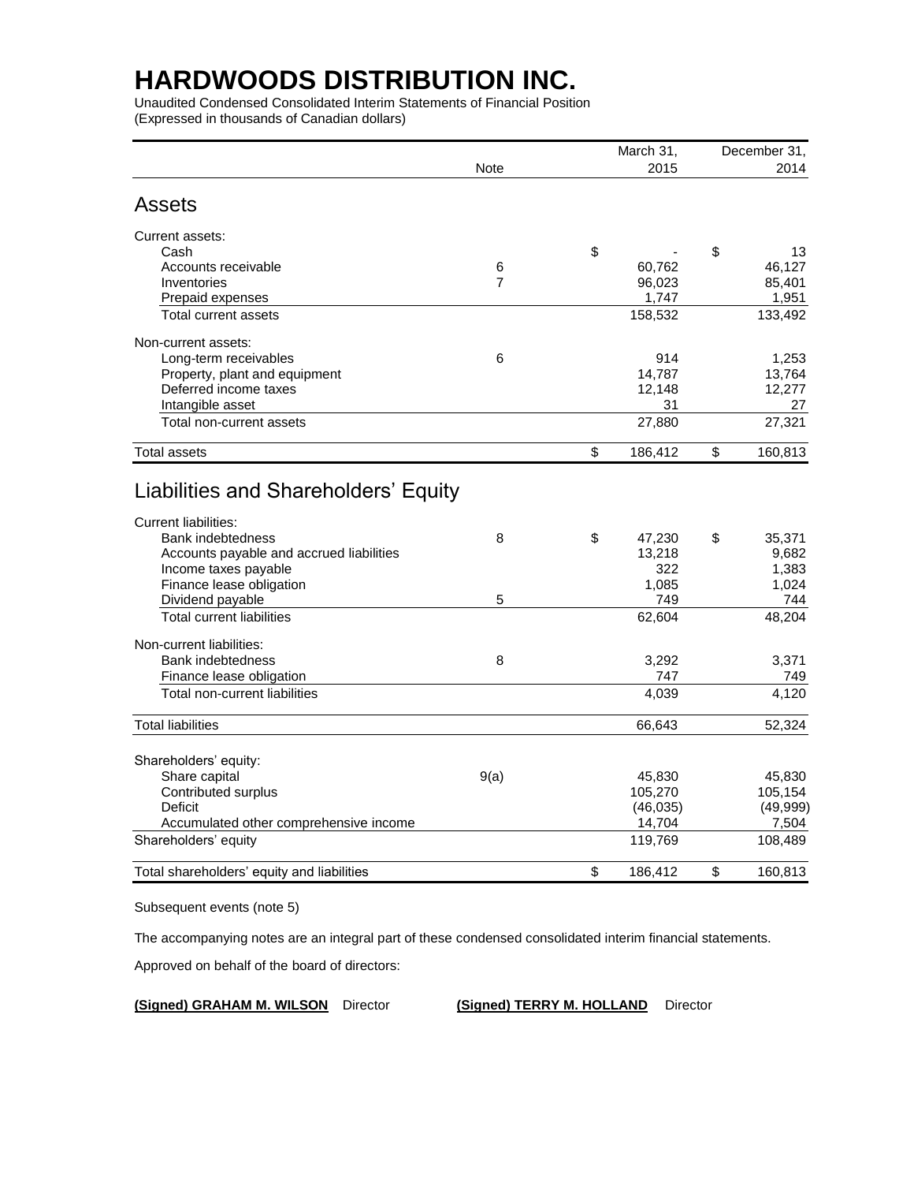# HARDWOODS DISTRIBUTION INC.

Unaudited Condensed Consolidated Interim Statements of Financial Position
(Expressed in thousands of Canadian dollars)

| | Note | March 31, 2015 | December 31, 2014 |
|---|---|---|---|
| **Assets** | | | |
| Current assets: | | | |
| Cash | | $ - | $ 13 |
| Accounts receivable | 6 | 60,762 | 46,127 |
| Inventories | 7 | 96,023 | 85,401 |
| Prepaid expenses | | 1,747 | 1,951 |
| Total current assets | | 158,532 | 133,492 |
| Non-current assets: | | | |
| Long-term receivables | 6 | 914 | 1,253 |
| Property, plant and equipment | | 14,787 | 13,764 |
| Deferred income taxes | | 12,148 | 12,277 |
| Intangible asset | | 31 | 27 |
| Total non-current assets | | 27,880 | 27,321 |
| Total assets | | $ 186,412 | $ 160,813 |
| **Liabilities and Shareholders' Equity** | | | |
| Current liabilities: | | | |
| Bank indebtedness | 8 | $ 47,230 | $ 35,371 |
| Accounts payable and accrued liabilities | | 13,218 | 9,682 |
| Income taxes payable | | 322 | 1,383 |
| Finance lease obligation | | 1,085 | 1,024 |
| Dividend payable | 5 | 749 | 744 |
| Total current liabilities | | 62,604 | 48,204 |
| Non-current liabilities: | | | |
| Bank indebtedness | 8 | 3,292 | 3,371 |
| Finance lease obligation | | 747 | 749 |
| Total non-current liabilities | | 4,039 | 4,120 |
| Total liabilities | | 66,643 | 52,324 |
| Shareholders' equity: | | | |
| Share capital | 9(a) | 45,830 | 45,830 |
| Contributed surplus | | 105,270 | 105,154 |
| Deficit | | (46,035) | (49,999) |
| Accumulated other comprehensive income | | 14,704 | 7,504 |
| Shareholders' equity | | 119,769 | 108,489 |
| Total shareholders' equity and liabilities | | $ 186,412 | $ 160,813 |

Subsequent events (note 5)

The accompanying notes are an integral part of these condensed consolidated interim financial statements.

Approved on behalf of the board of directors:

**(Signed) GRAHAM M. WILSON** Director **(Signed) TERRY M. HOLLAND** Director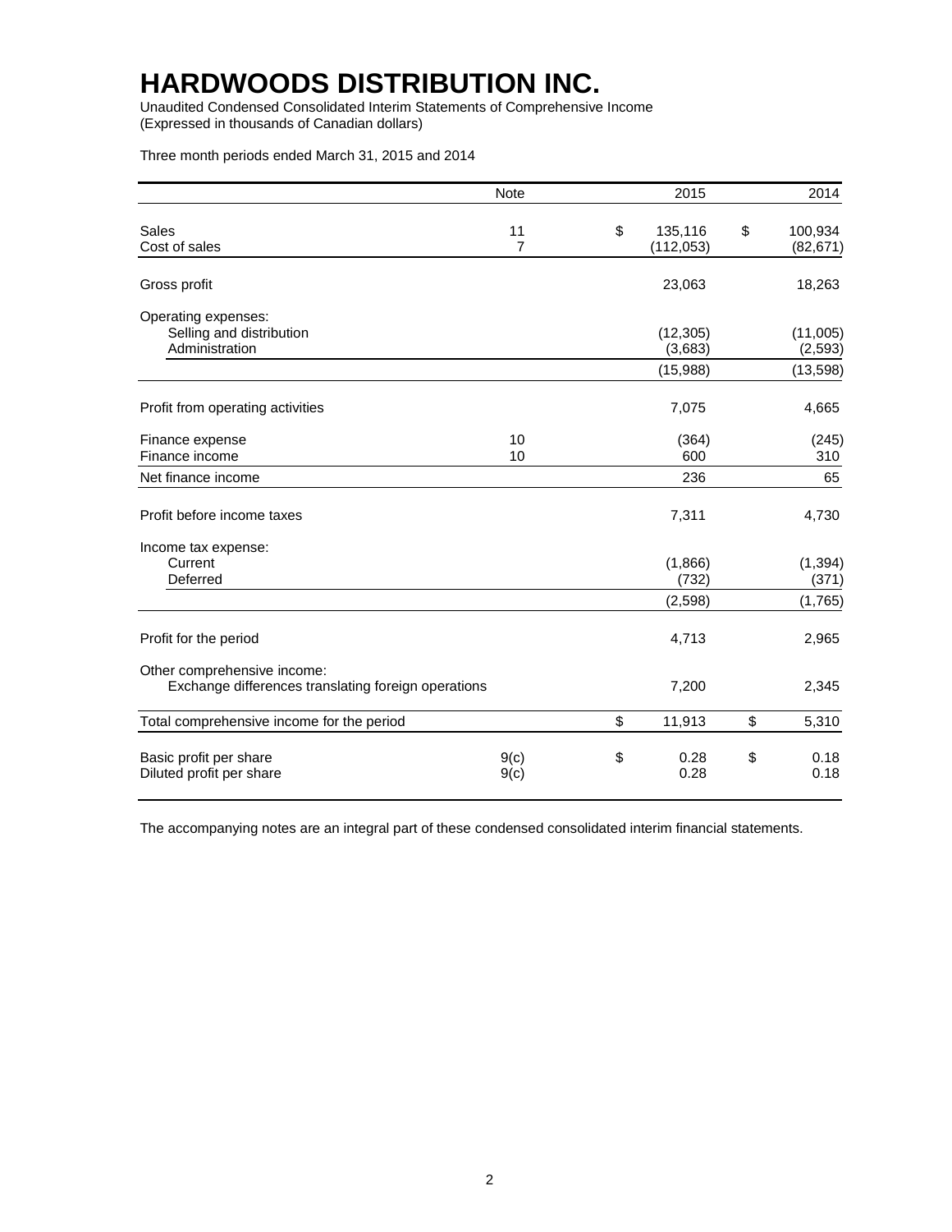# HARDWOODS DISTRIBUTION INC.

Unaudited Condensed Consolidated Interim Statements of Comprehensive Income
(Expressed in thousands of Canadian dollars)

Three month periods ended March 31, 2015 and 2014

| | Note | 2015 | 2014 |
|---|---|---|---|
| Sales | 11 | $ 135,116 | $ 100,934 |
| Cost of sales | 7 | (112,053) | (82,671) |
| Gross profit | | 23,063 | 18,263 |
| Operating expenses: | | | |
| Selling and distribution | | (12,305) | (11,005) |
| Administration | | (3,683) | (2,593) |
| | | (15,988) | (13,598) |
| Profit from operating activities | | 7,075 | 4,665 |
| Finance expense | 10 | (364) | (245) |
| Finance income | 10 | 600 | 310 |
| Net finance income | | 236 | 65 |
| Profit before income taxes | | 7,311 | 4,730 |
| Income tax expense: | | | |
| Current | | (1,866) | (1,394) |
| Deferred | | (732) | (371) |
| | | (2,598) | (1,765) |
| Profit for the period | | 4,713 | 2,965 |
| Other comprehensive income: | | | |
| Exchange differences translating foreign operations | | 7,200 | 2,345 |
| Total comprehensive income for the period | | $ 11,913 | $ 5,310 |
| Basic profit per share | 9(c) | $ 0.28 | $ 0.18 |
| Diluted profit per share | 9(c) | 0.28 | 0.18 |

The accompanying notes are an integral part of these condensed consolidated interim financial statements.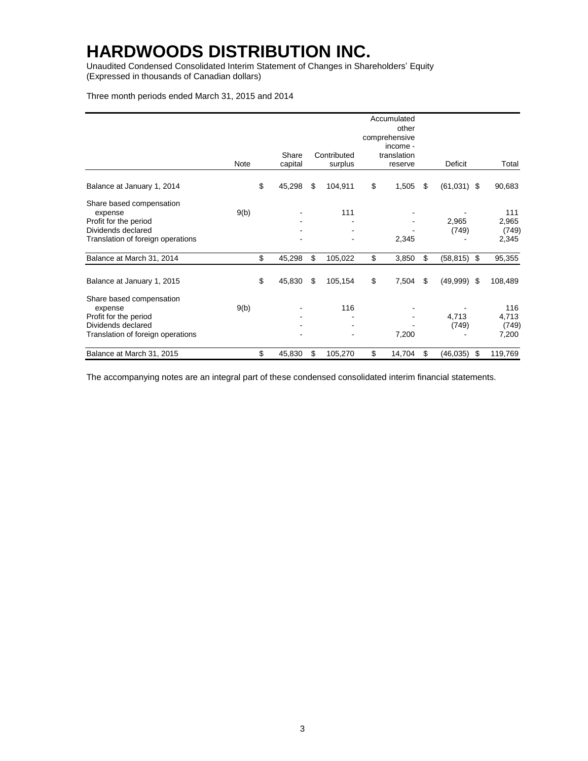# HARDWOODS DISTRIBUTION INC.

Unaudited Condensed Consolidated Interim Statement of Changes in Shareholders' Equity
(Expressed in thousands of Canadian dollars)

Three month periods ended March 31, 2015 and 2014

| | Note | Share capital | Contributed surplus | Accumulated other comprehensive income - translation reserve | Deficit | Total |
|---|---|---|---|---|---|---|
| Balance at January 1, 2014 | | $ 45,298 | $ 104,911 | $ 1,505 | $ (61,031) | $ 90,683 |
| Share based compensation expense | 9(b) | - | 111 | - | - | 111 |
| Profit for the period | | - | - | - | 2,965 | 2,965 |
| Dividends declared | | - | - | - | (749) | (749) |
| Translation of foreign operations | | - | - | 2,345 | - | 2,345 |
| Balance at March 31, 2014 | | $ 45,298 | $ 105,022 | $ 3,850 | $ (58,815) | $ 95,355 |
| Balance at January 1, 2015 | | $ 45,830 | $ 105,154 | $ 7,504 | $ (49,999) | $ 108,489 |
| Share based compensation expense | 9(b) | - | 116 | - | - | 116 |
| Profit for the period | | - | - | - | 4,713 | 4,713 |
| Dividends declared | | - | - | - | (749) | (749) |
| Translation of foreign operations | | - | - | 7,200 | - | 7,200 |
| Balance at March 31, 2015 | | $ 45,830 | $ 105,270 | $ 14,704 | $ (46,035) | $ 119,769 |

The accompanying notes are an integral part of these condensed consolidated interim financial statements.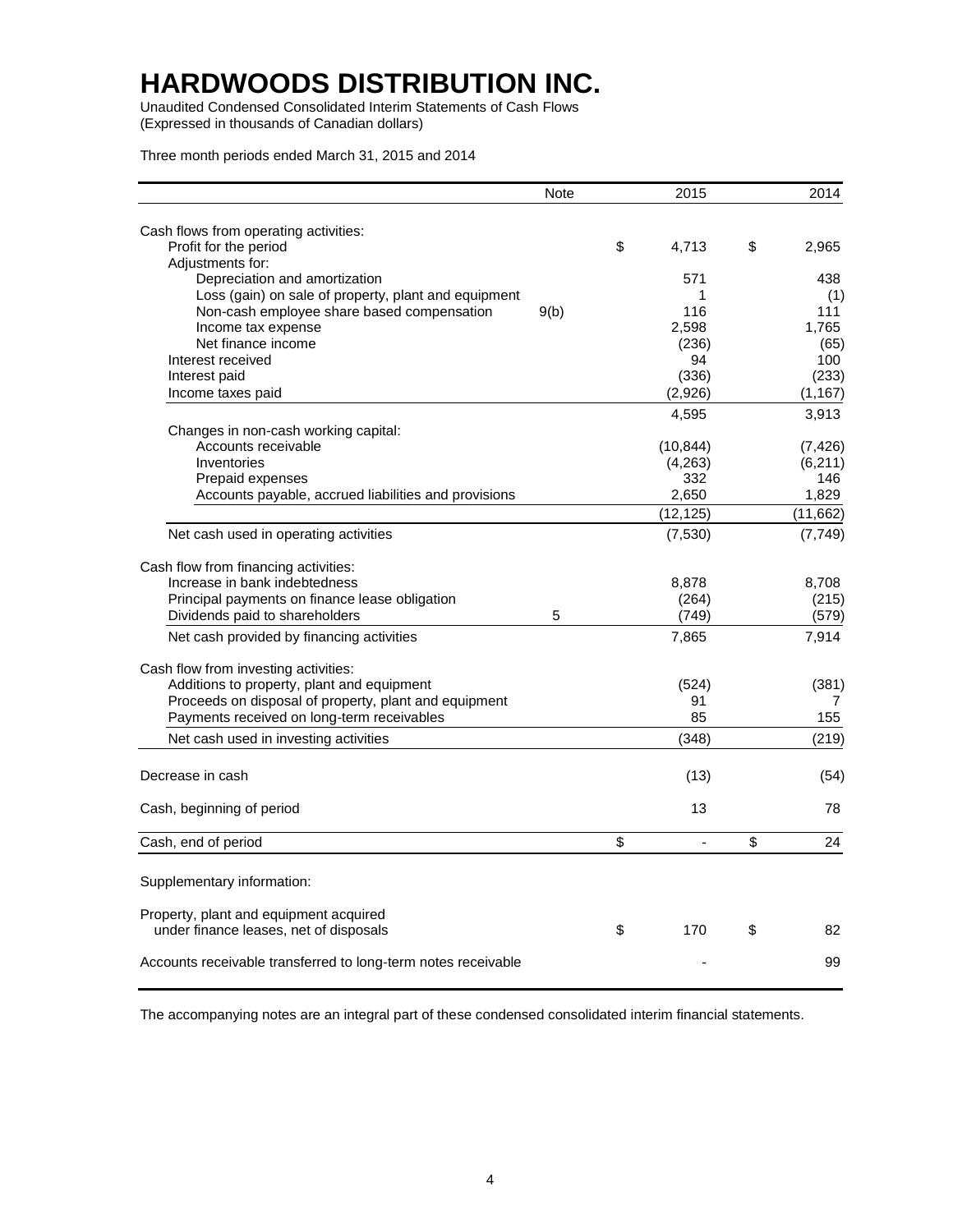# HARDWOODS DISTRIBUTION INC.

Unaudited Condensed Consolidated Interim Statements of Cash Flows
(Expressed in thousands of Canadian dollars)

Three month periods ended March 31, 2015 and 2014

| | Note | 2015 | 2014 |
|---|---|---|---|
| Cash flows from operating activities: | | | |
| Profit for the period | | $ 4,713 | $ 2,965 |
| Adjustments for: | | | |
| Depreciation and amortization | | 571 | 438 |
| Loss (gain) on sale of property, plant and equipment | | 1 | (1) |
| Non-cash employee share based compensation | 9(b) | 116 | 111 |
| Income tax expense | | 2,598 | 1,765 |
| Net finance income | | (236) | (65) |
| Interest received | | 94 | 100 |
| Interest paid | | (336) | (233) |
| Income taxes paid | | (2,926) | (1,167) |
| | | 4,595 | 3,913 |
| Changes in non-cash working capital: | | | |
| Accounts receivable | | (10,844) | (7,426) |
| Inventories | | (4,263) | (6,211) |
| Prepaid expenses | | 332 | 146 |
| Accounts payable, accrued liabilities and provisions | | 2,650 | 1,829 |
| | | (12,125) | (11,662) |
| Net cash used in operating activities | | (7,530) | (7,749) |
| Cash flow from financing activities: | | | |
| Increase in bank indebtedness | | 8,878 | 8,708 |
| Principal payments on finance lease obligation | | (264) | (215) |
| Dividends paid to shareholders | 5 | (749) | (579) |
| Net cash provided by financing activities | | 7,865 | 7,914 |
| Cash flow from investing activities: | | | |
| Additions to property, plant and equipment | | (524) | (381) |
| Proceeds on disposal of property, plant and equipment | | 91 | 7 |
| Payments received on long-term receivables | | 85 | 155 |
| Net cash used in investing activities | | (348) | (219) |
| Decrease in cash | | (13) | (54) |
| Cash, beginning of period | | 13 | 78 |
| Cash, end of period | | $ - | $ 24 |
| Supplementary information: | | | |
| Property, plant and equipment acquired under finance leases, net of disposals | | $ 170 | $ 82 |
| Accounts receivable transferred to long-term notes receivable | | - | 99 |

The accompanying notes are an integral part of these condensed consolidated interim financial statements.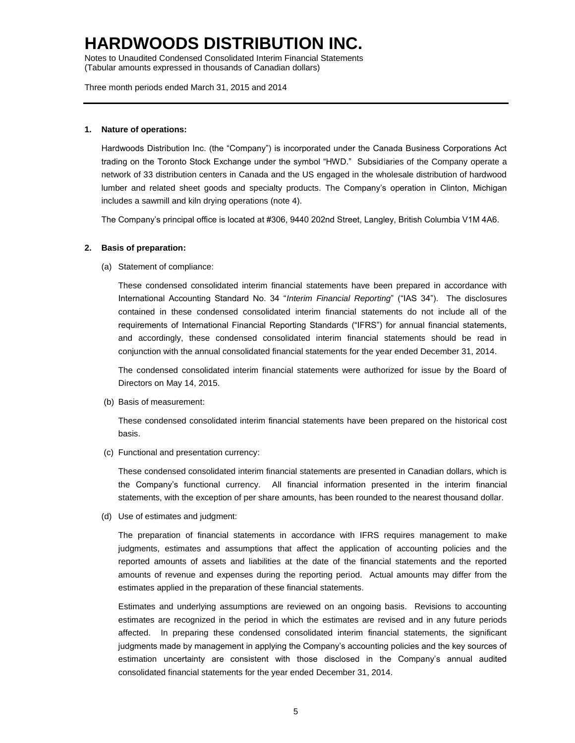# HARDWOODS DISTRIBUTION INC.

Notes to Unaudited Condensed Consolidated Interim Financial Statements
(Tabular amounts expressed in thousands of Canadian dollars)

Three month periods ended March 31, 2015 and 2014

**1. Nature of operations:**

Hardwoods Distribution Inc. (the "Company") is incorporated under the Canada Business Corporations Act trading on the Toronto Stock Exchange under the symbol "HWD." Subsidiaries of the Company operate a network of 33 distribution centers in Canada and the US engaged in the wholesale distribution of hardwood lumber and related sheet goods and specialty products. The Company's operation in Clinton, Michigan includes a sawmill and kiln drying operations (note 4).

The Company's principal office is located at #306, 9440 202nd Street, Langley, British Columbia V1M 4A6.

**2. Basis of preparation:**

(a) Statement of compliance:

These condensed consolidated interim financial statements have been prepared in accordance with International Accounting Standard No. 34 "*Interim Financial Reporting*" ("IAS 34"). The disclosures contained in these condensed consolidated interim financial statements do not include all of the requirements of International Financial Reporting Standards ("IFRS") for annual financial statements, and accordingly, these condensed consolidated interim financial statements should be read in conjunction with the annual consolidated financial statements for the year ended December 31, 2014.

The condensed consolidated interim financial statements were authorized for issue by the Board of Directors on May 14, 2015.

(b) Basis of measurement:

These condensed consolidated interim financial statements have been prepared on the historical cost basis.

(c) Functional and presentation currency:

These condensed consolidated interim financial statements are presented in Canadian dollars, which is the Company's functional currency. All financial information presented in the interim financial statements, with the exception of per share amounts, has been rounded to the nearest thousand dollar.

(d) Use of estimates and judgment:

The preparation of financial statements in accordance with IFRS requires management to make judgments, estimates and assumptions that affect the application of accounting policies and the reported amounts of assets and liabilities at the date of the financial statements and the reported amounts of revenue and expenses during the reporting period. Actual amounts may differ from the estimates applied in the preparation of these financial statements.

Estimates and underlying assumptions are reviewed on an ongoing basis. Revisions to accounting estimates are recognized in the period in which the estimates are revised and in any future periods affected. In preparing these condensed consolidated interim financial statements, the significant judgments made by management in applying the Company's accounting policies and the key sources of estimation uncertainty are consistent with those disclosed in the Company's annual audited consolidated financial statements for the year ended December 31, 2014.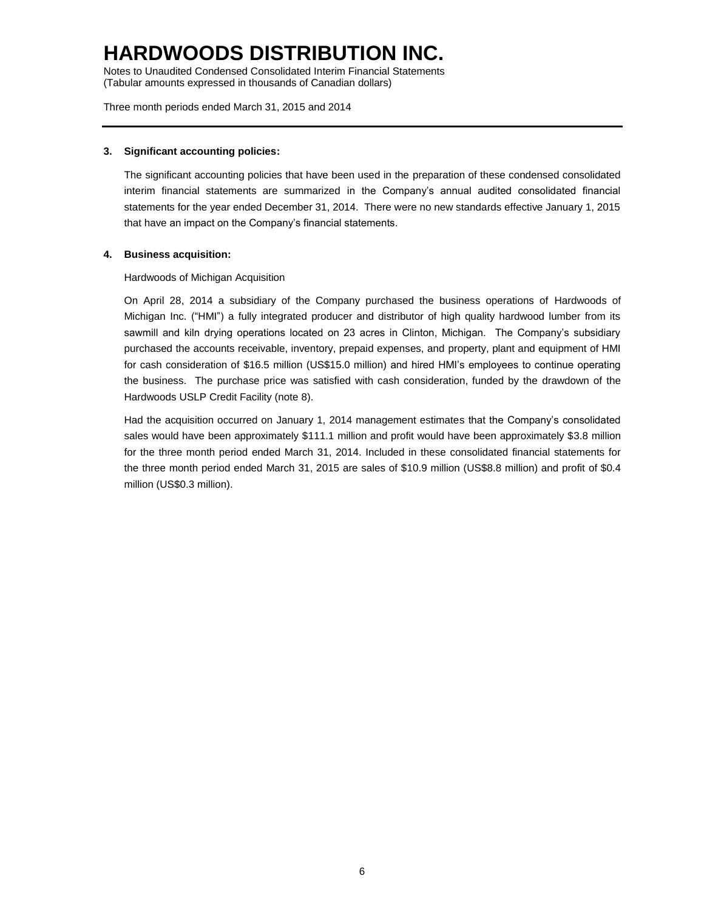### 3. Significant accounting policies:

The significant accounting policies that have been used in the preparation of these condensed consolidated interim financial statements are summarized in the Company's annual audited consolidated financial statements for the year ended December 31, 2014. There were no new standards effective January 1, 2015 that have an impact on the Company's financial statements.

### 4. Business acquisition:

Hardwoods of Michigan Acquisition

On April 28, 2014 a subsidiary of the Company purchased the business operations of Hardwoods of Michigan Inc. ("HMI") a fully integrated producer and distributor of high quality hardwood lumber from its sawmill and kiln drying operations located on 23 acres in Clinton, Michigan. The Company's subsidiary purchased the accounts receivable, inventory, prepaid expenses, and property, plant and equipment of HMI for cash consideration of $16.5 million (US$15.0 million) and hired HMI's employees to continue operating the business. The purchase price was satisfied with cash consideration, funded by the drawdown of the Hardwoods USLP Credit Facility (note 8).

Had the acquisition occurred on January 1, 2014 management estimates that the Company's consolidated sales would have been approximately $111.1 million and profit would have been approximately $3.8 million for the three month period ended March 31, 2014. Included in these consolidated financial statements for the three month period ended March 31, 2015 are sales of $10.9 million (US$8.8 million) and profit of $0.4 million (US$0.3 million).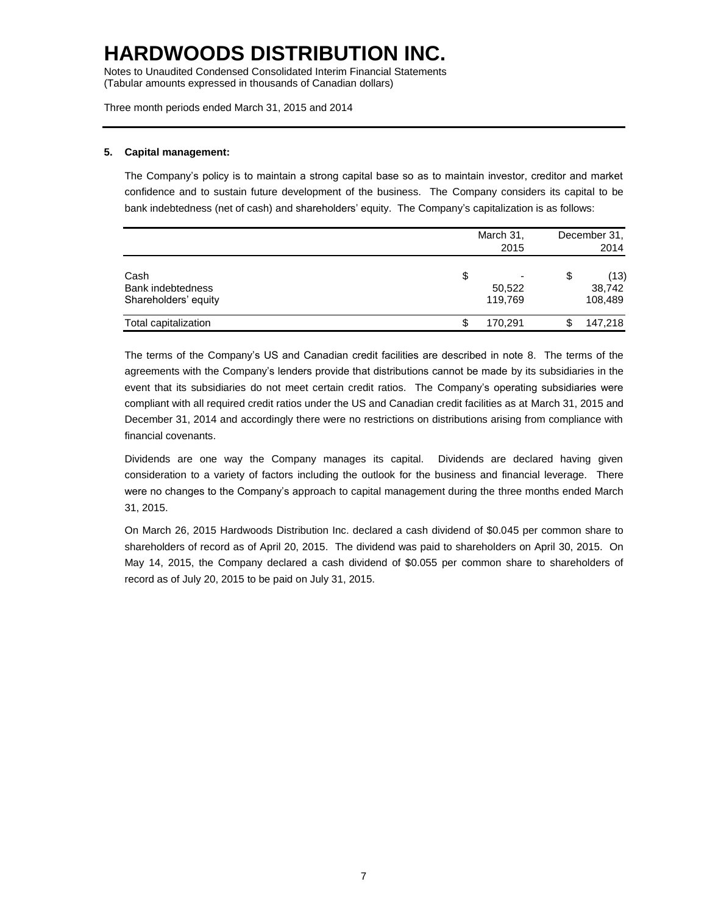# HARDWOODS DISTRIBUTION INC.

Notes to Unaudited Condensed Consolidated Interim Financial Statements
(Tabular amounts expressed in thousands of Canadian dollars)

Three month periods ended March 31, 2015 and 2014

**5. Capital management:**

The Company's policy is to maintain a strong capital base so as to maintain investor, creditor and market confidence and to sustain future development of the business. The Company considers its capital to be bank indebtedness (net of cash) and shareholders' equity. The Company's capitalization is as follows:

| | March 31, 2015 | December 31, 2014 |
|---|---|---|
| Cash | $ - | $ (13) |
| Bank indebtedness | 50,522 | 38,742 |
| Shareholders' equity | 119,769 | 108,489 |
| Total capitalization | $ 170,291 | $ 147,218 |

The terms of the Company's US and Canadian credit facilities are described in note 8. The terms of the agreements with the Company's lenders provide that distributions cannot be made by its subsidiaries in the event that its subsidiaries do not meet certain credit ratios. The Company's operating subsidiaries were compliant with all required credit ratios under the US and Canadian credit facilities as at March 31, 2015 and December 31, 2014 and accordingly there were no restrictions on distributions arising from compliance with financial covenants.

Dividends are one way the Company manages its capital. Dividends are declared having given consideration to a variety of factors including the outlook for the business and financial leverage. There were no changes to the Company's approach to capital management during the three months ended March 31, 2015.

On March 26, 2015 Hardwoods Distribution Inc. declared a cash dividend of $0.045 per common share to shareholders of record as of April 20, 2015. The dividend was paid to shareholders on April 30, 2015. On May 14, 2015, the Company declared a cash dividend of $0.055 per common share to shareholders of record as of July 20, 2015 to be paid on July 31, 2015.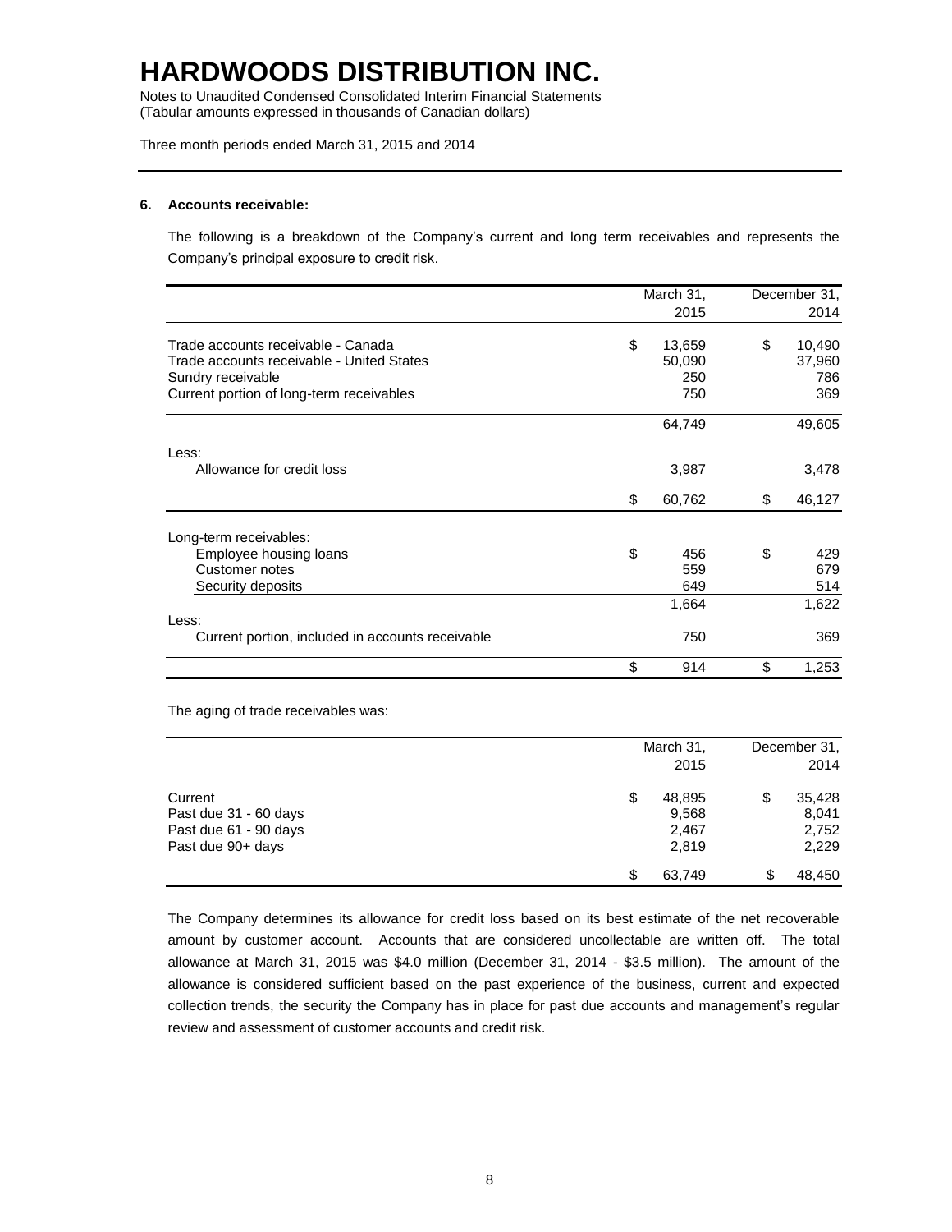# HARDWOODS DISTRIBUTION INC.

Notes to Unaudited Condensed Consolidated Interim Financial Statements
(Tabular amounts expressed in thousands of Canadian dollars)

Three month periods ended March 31, 2015 and 2014

**6. Accounts receivable:**

The following is a breakdown of the Company's current and long term receivables and represents the Company's principal exposure to credit risk.

| | March 31, 2015 | December 31, 2014 |
|---|---|---|
| Trade accounts receivable - Canada | $ 13,659 | $ 10,490 |
| Trade accounts receivable - United States | 50,090 | 37,960 |
| Sundry receivable | 250 | 786 |
| Current portion of long-term receivables | 750 | 369 |
| | 64,749 | 49,605 |
| Less: | | |
| Allowance for credit loss | 3,987 | 3,478 |
| | $ 60,762 | $ 46,127 |
| Long-term receivables: | | |
| Employee housing loans | $ 456 | $ 429 |
| Customer notes | 559 | 679 |
| Security deposits | 649 | 514 |
| | 1,664 | 1,622 |
| Less: | | |
| Current portion, included in accounts receivable | 750 | 369 |
| | $ 914 | $ 1,253 |

The aging of trade receivables was:

| | March 31, 2015 | December 31, 2014 |
|---|---|---|
| Current | $ 48,895 | $ 35,428 |
| Past due 31 - 60 days | 9,568 | 8,041 |
| Past due 61 - 90 days | 2,467 | 2,752 |
| Past due 90+ days | 2,819 | 2,229 |
| | $ 63,749 | $ 48,450 |

The Company determines its allowance for credit loss based on its best estimate of the net recoverable amount by customer account. Accounts that are considered uncollectable are written off. The total allowance at March 31, 2015 was $4.0 million (December 31, 2014 - $3.5 million). The amount of the allowance is considered sufficient based on the past experience of the business, current and expected collection trends, the security the Company has in place for past due accounts and management's regular review and assessment of customer accounts and credit risk.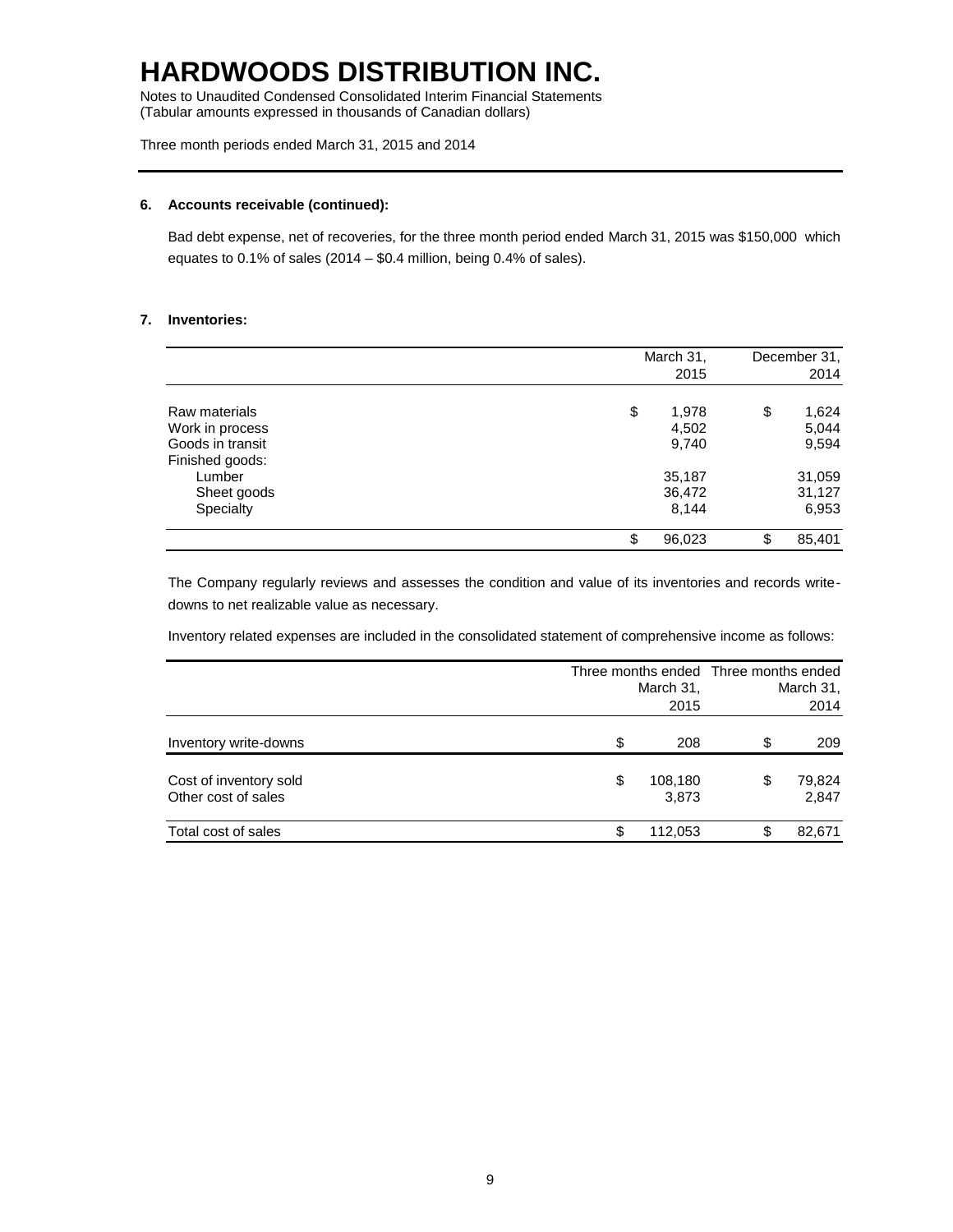# HARDWOODS DISTRIBUTION INC.

Notes to Unaudited Condensed Consolidated Interim Financial Statements
(Tabular amounts expressed in thousands of Canadian dollars)

Three month periods ended March 31, 2015 and 2014

**6. Accounts receivable (continued):**

Bad debt expense, net of recoveries, for the three month period ended March 31, 2015 was $150,000 which equates to 0.1% of sales (2014 – $0.4 million, being 0.4% of sales).

**7. Inventories:**

| | March 31, 2015 | December 31, 2014 |
|---|---|---|
| Raw materials | $ 1,978 | $ 1,624 |
| Work in process | 4,502 | 5,044 |
| Goods in transit | 9,740 | 9,594 |
| Finished goods: | | |
| Lumber | 35,187 | 31,059 |
| Sheet goods | 36,472 | 31,127 |
| Specialty | 8,144 | 6,953 |
| | $ 96,023 | $ 85,401 |

The Company regularly reviews and assesses the condition and value of its inventories and records write-downs to net realizable value as necessary.

Inventory related expenses are included in the consolidated statement of comprehensive income as follows:

| | Three months ended March 31, 2015 | Three months ended March 31, 2014 |
|---|---|---|
| Inventory write-downs | $ 208 | $ 209 |
| Cost of inventory sold | $ 108,180 | $ 79,824 |
| Other cost of sales | 3,873 | 2,847 |
| Total cost of sales | $ 112,053 | $ 82,671 |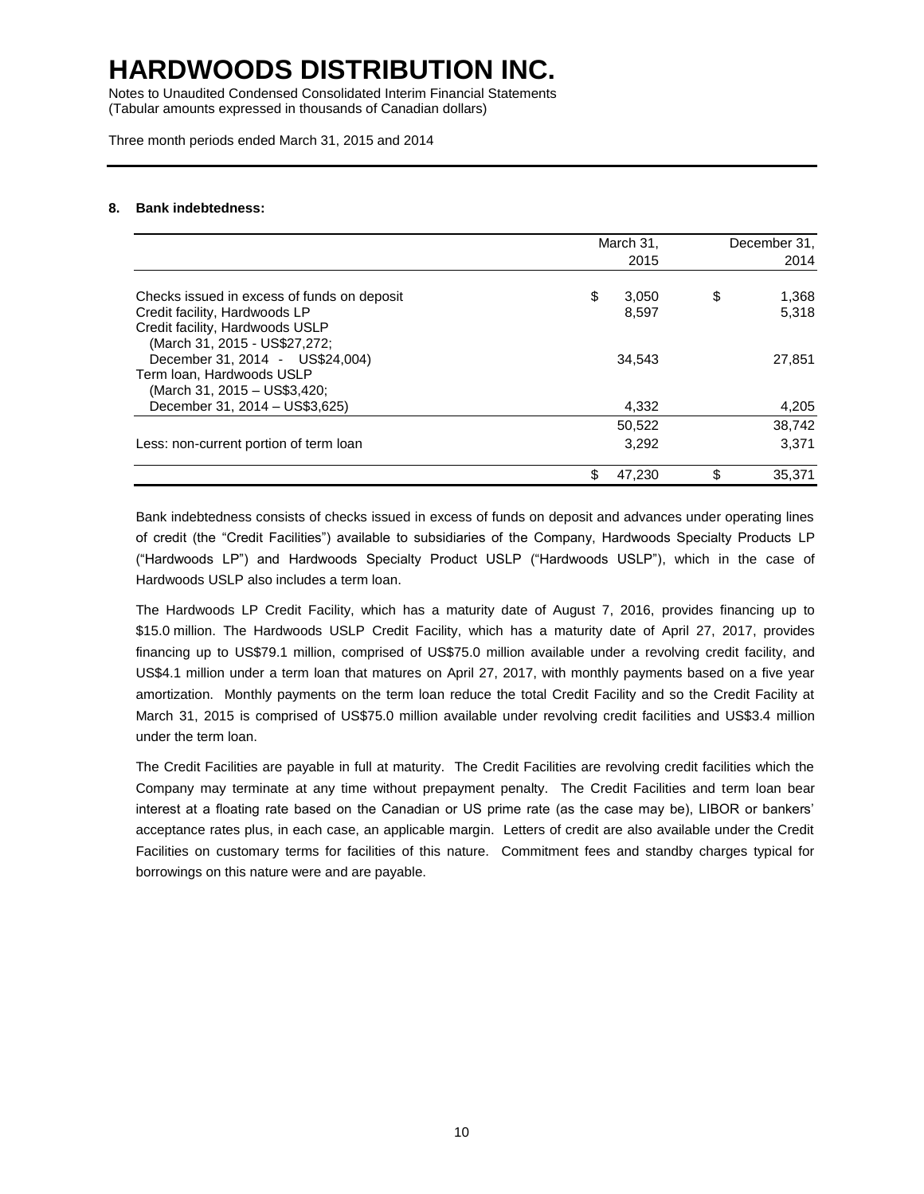# HARDWOODS DISTRIBUTION INC.

Notes to Unaudited Condensed Consolidated Interim Financial Statements
(Tabular amounts expressed in thousands of Canadian dollars)

Three month periods ended March 31, 2015 and 2014

## 8. Bank indebtedness:

| | March 31, 2015 | December 31, 2014 |
|---|---|---|
| Checks issued in excess of funds on deposit | $ 3,050 | $ 1,368 |
| Credit facility, Hardwoods LP | 8,597 | 5,318 |
| Credit facility, Hardwoods USLP (March 31, 2015 - US$27,272; December 31, 2014 - US$24,004) | 34,543 | 27,851 |
| Term loan, Hardwoods USLP (March 31, 2015 – US$3,420; December 31, 2014 – US$3,625) | 4,332 | 4,205 |
| | 50,522 | 38,742 |
| Less: non-current portion of term loan | 3,292 | 3,371 |
| | $ 47,230 | $ 35,371 |

Bank indebtedness consists of checks issued in excess of funds on deposit and advances under operating lines of credit (the "Credit Facilities") available to subsidiaries of the Company, Hardwoods Specialty Products LP ("Hardwoods LP") and Hardwoods Specialty Product USLP ("Hardwoods USLP"), which in the case of Hardwoods USLP also includes a term loan.

The Hardwoods LP Credit Facility, which has a maturity date of August 7, 2016, provides financing up to $15.0 million. The Hardwoods USLP Credit Facility, which has a maturity date of April 27, 2017, provides financing up to US$79.1 million, comprised of US$75.0 million available under a revolving credit facility, and US$4.1 million under a term loan that matures on April 27, 2017, with monthly payments based on a five year amortization. Monthly payments on the term loan reduce the total Credit Facility and so the Credit Facility at March 31, 2015 is comprised of US$75.0 million available under revolving credit facilities and US$3.4 million under the term loan.

The Credit Facilities are payable in full at maturity. The Credit Facilities are revolving credit facilities which the Company may terminate at any time without prepayment penalty. The Credit Facilities and term loan bear interest at a floating rate based on the Canadian or US prime rate (as the case may be), LIBOR or bankers' acceptance rates plus, in each case, an applicable margin. Letters of credit are also available under the Credit Facilities on customary terms for facilities of this nature. Commitment fees and standby charges typical for borrowings on this nature were and are payable.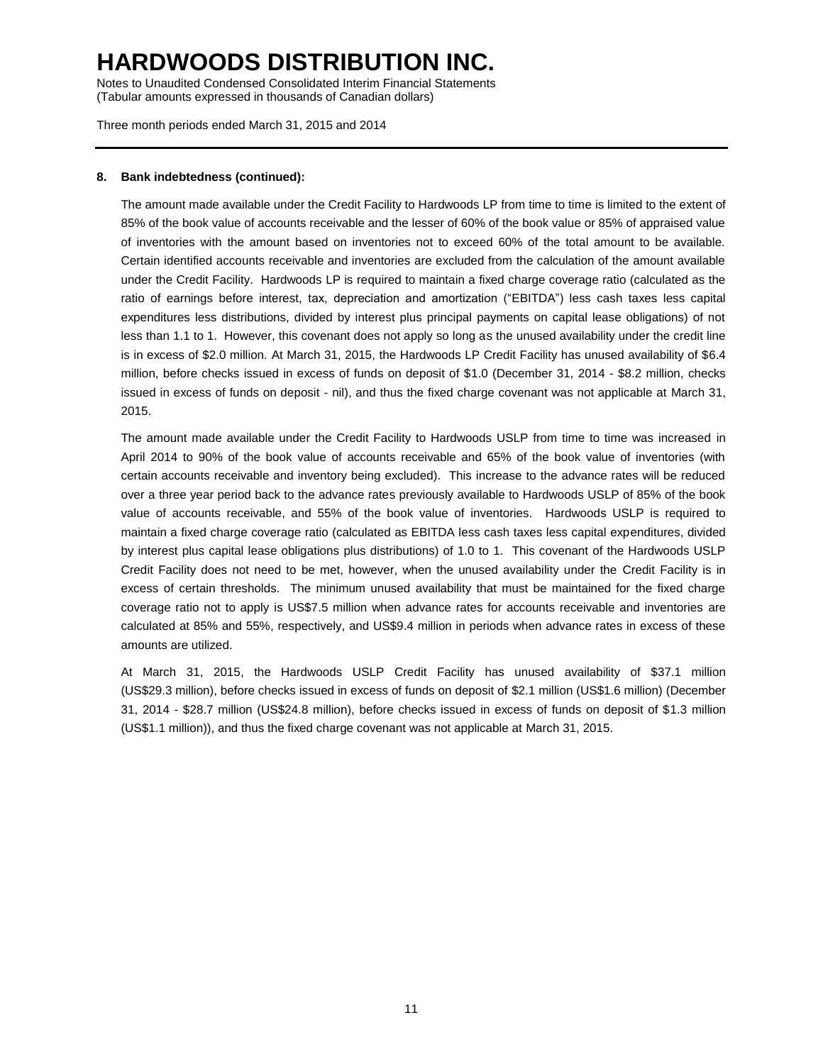### 8. Bank indebtedness (continued):

The amount made available under the Credit Facility to Hardwoods LP from time to time is limited to the extent of 85% of the book value of accounts receivable and the lesser of 60% of the book value or 85% of appraised value of inventories with the amount based on inventories not to exceed 60% of the total amount to be available. Certain identified accounts receivable and inventories are excluded from the calculation of the amount available under the Credit Facility. Hardwoods LP is required to maintain a fixed charge coverage ratio (calculated as the ratio of earnings before interest, tax, depreciation and amortization ("EBITDA") less cash taxes less capital expenditures less distributions, divided by interest plus principal payments on capital lease obligations) of not less than 1.1 to 1. However, this covenant does not apply so long as the unused availability under the credit line is in excess of $2.0 million. At March 31, 2015, the Hardwoods LP Credit Facility has unused availability of $6.4 million, before checks issued in excess of funds on deposit of $1.0 (December 31, 2014 - $8.2 million, checks issued in excess of funds on deposit - nil), and thus the fixed charge covenant was not applicable at March 31, 2015.

The amount made available under the Credit Facility to Hardwoods USLP from time to time was increased in April 2014 to 90% of the book value of accounts receivable and 65% of the book value of inventories (with certain accounts receivable and inventory being excluded). This increase to the advance rates will be reduced over a three year period back to the advance rates previously available to Hardwoods USLP of 85% of the book value of accounts receivable, and 55% of the book value of inventories. Hardwoods USLP is required to maintain a fixed charge coverage ratio (calculated as EBITDA less cash taxes less capital expenditures, divided by interest plus capital lease obligations plus distributions) of 1.0 to 1. This covenant of the Hardwoods USLP Credit Facility does not need to be met, however, when the unused availability under the Credit Facility is in excess of certain thresholds. The minimum unused availability that must be maintained for the fixed charge coverage ratio not to apply is US$7.5 million when advance rates for accounts receivable and inventories are calculated at 85% and 55%, respectively, and US$9.4 million in periods when advance rates in excess of these amounts are utilized.

At March 31, 2015, the Hardwoods USLP Credit Facility has unused availability of $37.1 million (US$29.3 million), before checks issued in excess of funds on deposit of $2.1 million (US$1.6 million) (December 31, 2014 - $28.7 million (US$24.8 million), before checks issued in excess of funds on deposit of $1.3 million (US$1.1 million)), and thus the fixed charge covenant was not applicable at March 31, 2015.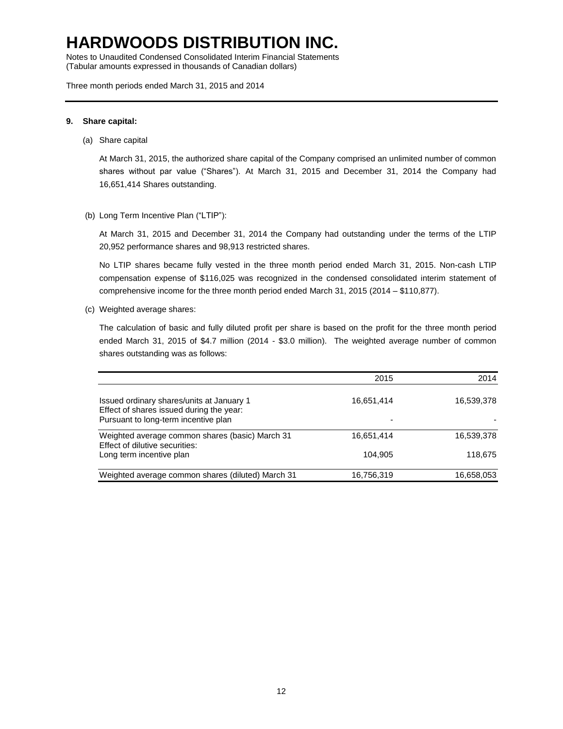# HARDWOODS DISTRIBUTION INC.

Notes to Unaudited Condensed Consolidated Interim Financial Statements
(Tabular amounts expressed in thousands of Canadian dollars)

Three month periods ended March 31, 2015 and 2014

**9. Share capital:**

(a) Share capital

At March 31, 2015, the authorized share capital of the Company comprised an unlimited number of common shares without par value ("Shares"). At March 31, 2015 and December 31, 2014 the Company had 16,651,414 Shares outstanding.

(b) Long Term Incentive Plan ("LTIP"):

At March 31, 2015 and December 31, 2014 the Company had outstanding under the terms of the LTIP 20,952 performance shares and 98,913 restricted shares.

No LTIP shares became fully vested in the three month period ended March 31, 2015. Non-cash LTIP compensation expense of $116,025 was recognized in the condensed consolidated interim statement of comprehensive income for the three month period ended March 31, 2015 (2014 – $110,877).

(c) Weighted average shares:

The calculation of basic and fully diluted profit per share is based on the profit for the three month period ended March 31, 2015 of $4.7 million (2014 - $3.0 million). The weighted average number of common shares outstanding was as follows:

| | 2015 | 2014 |
|---|---|---|
| Issued ordinary shares/units at January 1 | 16,651,414 | 16,539,378 |
| Effect of shares issued during the year: | | |
| Pursuant to long-term incentive plan | - | - |
| Weighted average common shares (basic) March 31 | 16,651,414 | 16,539,378 |
| Effect of dilutive securities: | | |
| Long term incentive plan | 104,905 | 118,675 |
| Weighted average common shares (diluted) March 31 | 16,756,319 | 16,658,053 |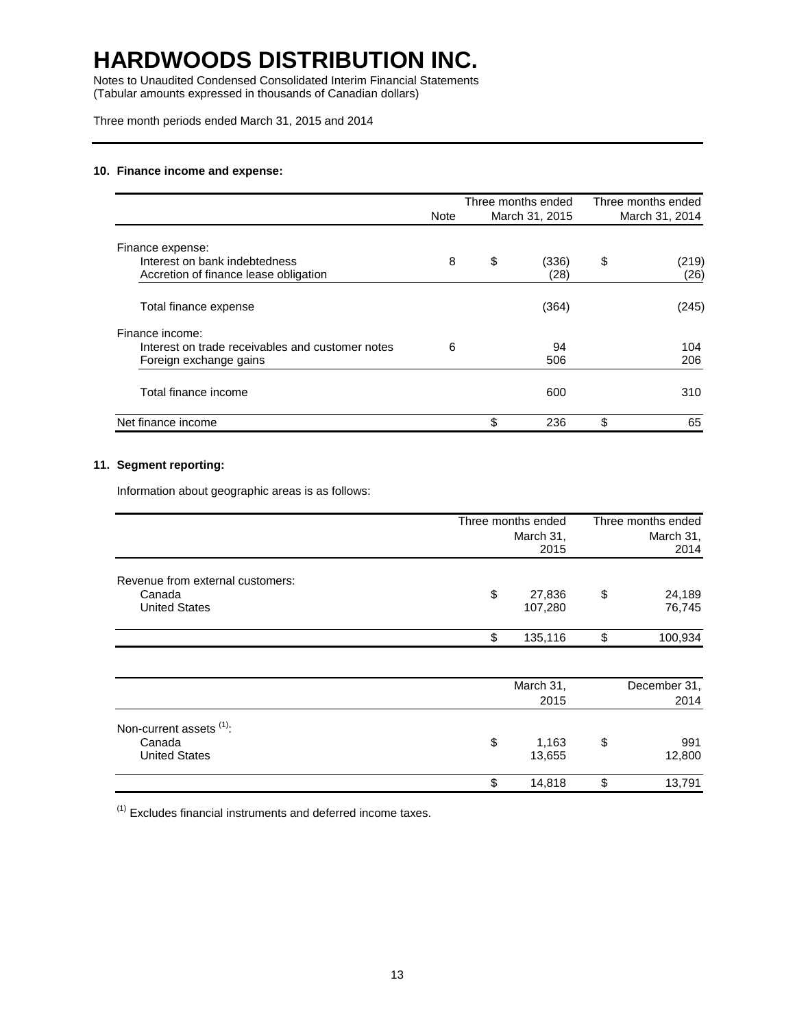# HARDWOODS DISTRIBUTION INC.

Notes to Unaudited Condensed Consolidated Interim Financial Statements
(Tabular amounts expressed in thousands of Canadian dollars)

Three month periods ended March 31, 2015 and 2014

### 10. Finance income and expense:

| | Note | Three months ended March 31, 2015 | Three months ended March 31, 2014 |
|---|---|---|---|
| Finance expense: | | | |
| Interest on bank indebtedness | 8 | $ (336) | $ (219) |
| Accretion of finance lease obligation | | (28) | (26) |
| Total finance expense | | (364) | (245) |
| Finance income: | | | |
| Interest on trade receivables and customer notes | 6 | 94 | 104 |
| Foreign exchange gains | | 506 | 206 |
| Total finance income | | 600 | 310 |
| Net finance income | | $ 236 | $ 65 |

### 11. Segment reporting:

Information about geographic areas is as follows:

| | Three months ended March 31, 2015 | Three months ended March 31, 2014 |
|---|---|---|
| Revenue from external customers: | | |
| Canada | $ 27,836 | $ 24,189 |
| United States | 107,280 | 76,745 |
| | $ 135,116 | $ 100,934 |

| | March 31, 2015 | December 31, 2014 |
|---|---|---|
| Non-current assets [(1)]: | | |
| Canada | $ 1,163 | $ 991 |
| United States | 13,655 | 12,800 |
| | $ 14,818 | $ 13,791 |

[(1)] Excludes financial instruments and deferred income taxes.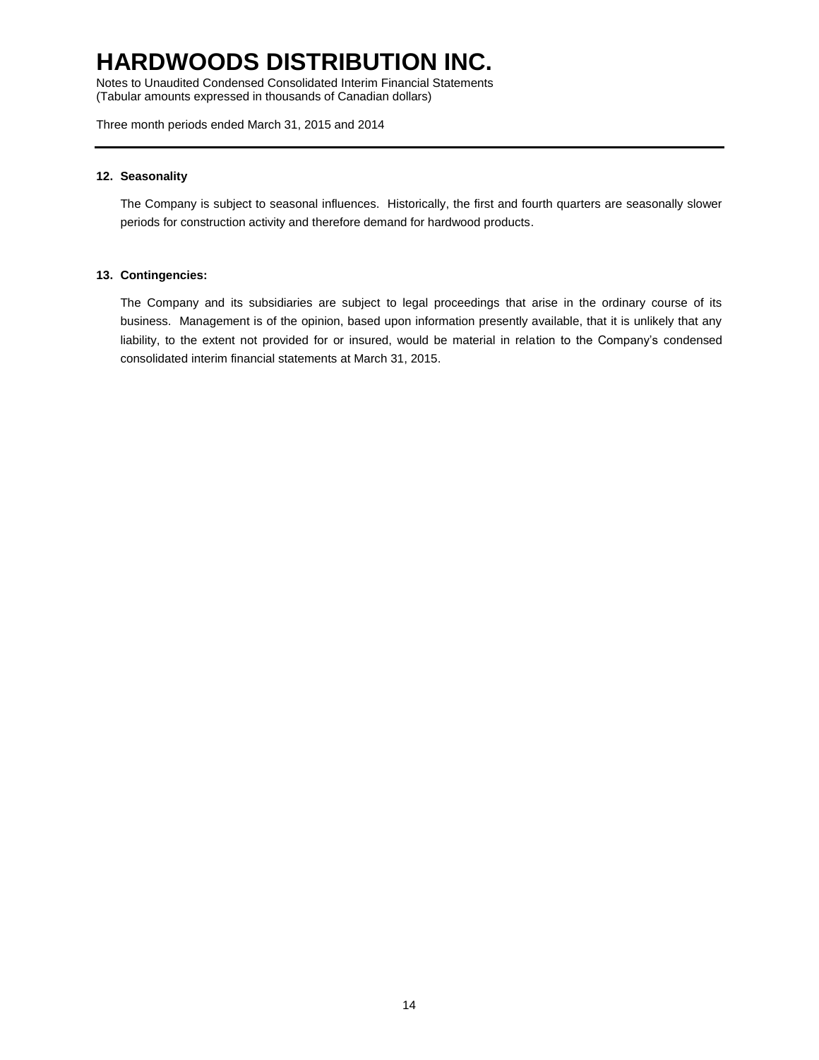## 12. Seasonality

The Company is subject to seasonal influences. Historically, the first and fourth quarters are seasonally slower periods for construction activity and therefore demand for hardwood products.

## 13. Contingencies:

The Company and its subsidiaries are subject to legal proceedings that arise in the ordinary course of its business. Management is of the opinion, based upon information presently available, that it is unlikely that any liability, to the extent not provided for or insured, would be material in relation to the Company's condensed consolidated interim financial statements at March 31, 2015.